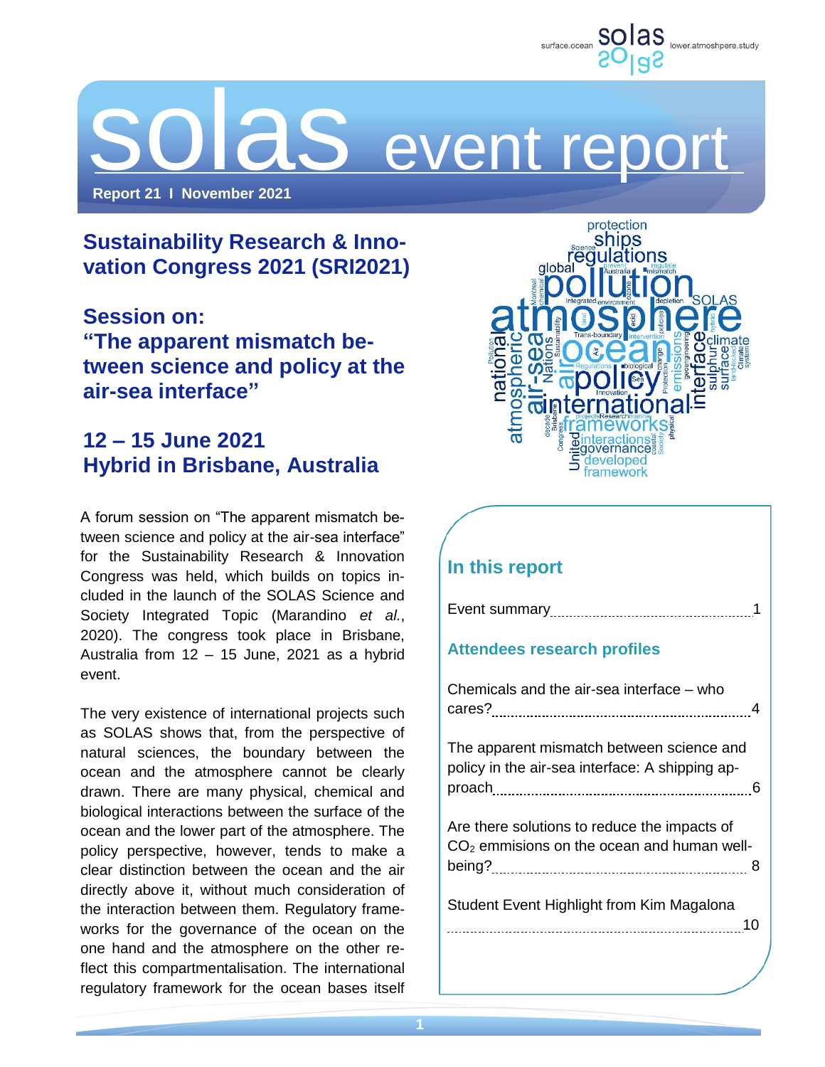# solas event report

**Report 21 I November 2021**

## Sustainability Research & Innovation Congress 2021 (SRI2021)

## Session on: "The apparent mismatch between science and policy at the air-sea interface"

## 12 – 15 June 2021 Hybrid in Brisbane, Australia

A forum session on "The apparent mismatch between science and policy at the air-sea interface" for the Sustainability Research & Innovation Congress was held, which builds on topics included in the launch of the SOLAS Science and Society Integrated Topic (Marandino *et al.*, 2020). The congress took place in Brisbane, Australia from 12 – 15 June, 2021 as a hybrid event.

The very existence of international projects such as SOLAS shows that, from the perspective of natural sciences, the boundary between the ocean and the atmosphere cannot be clearly drawn. There are many physical, chemical and biological interactions between the surface of the ocean and the lower part of the atmosphere. The policy perspective, however, tends to make a clear distinction between the ocean and the air directly above it, without much consideration of the interaction between them. Regulatory frameworks for the governance of the ocean on the one hand and the atmosphere on the other reflect this compartmentalisation. The international regulatory framework for the ocean bases itself

### In this report

Event summary ........ 1

**Attendees research profiles**

Chemicals and the air-sea interface – who cares? ........ 4

The apparent mismatch between science and policy in the air-sea interface: A shipping approach ........ 6

Are there solutions to reduce the impacts of $CO_2$ emmisions on the ocean and human well-being? ........ 8

Student Event Highlight from Kim Magalona ........ 10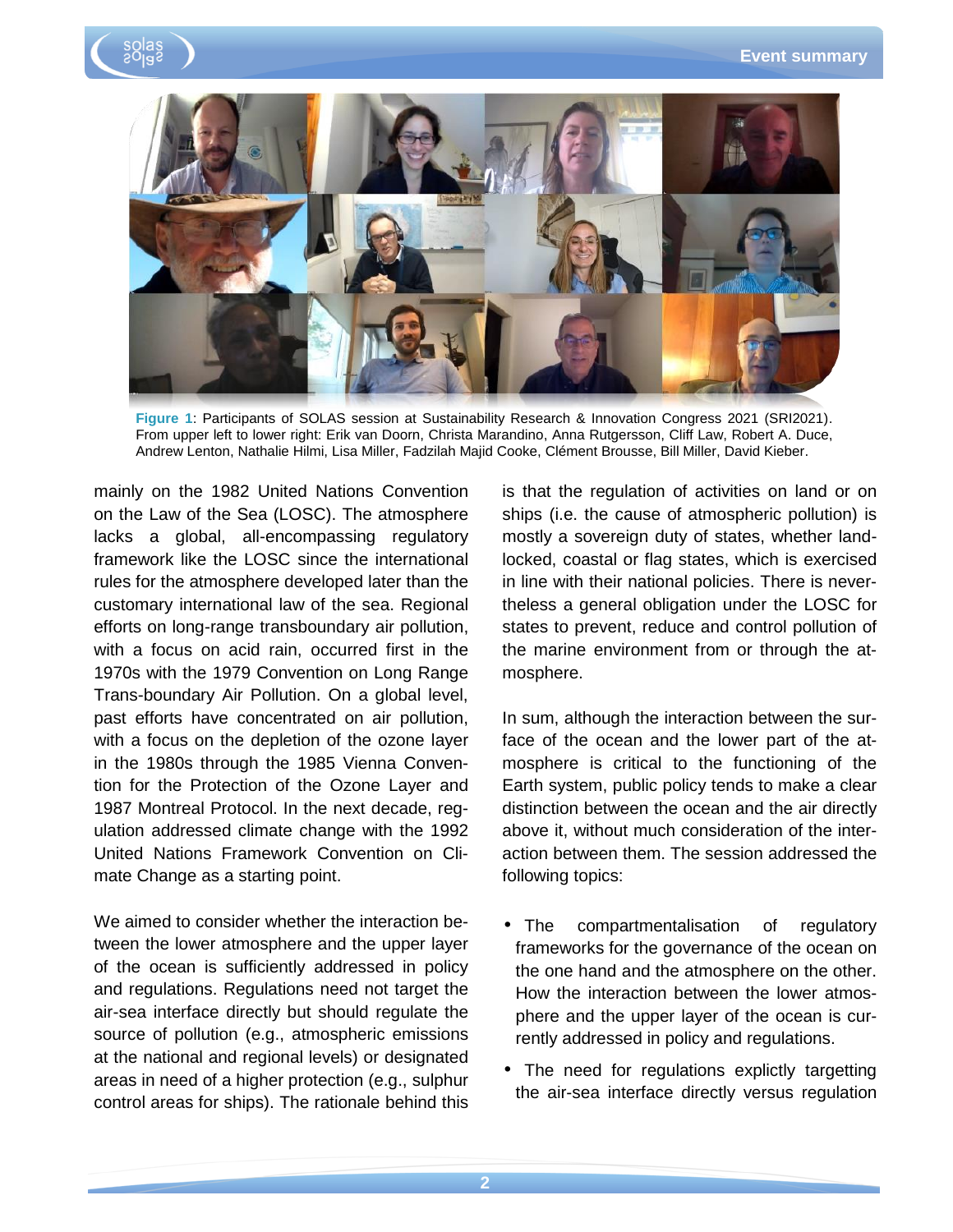Figure 1: Participants of SOLAS session at Sustainability Research & Innovation Congress 2021 (SRI2021). From upper left to lower right: Erik van Doorn, Christa Marandino, Anna Rutgersson, Cliff Law, Robert A. Duce, Andrew Lenton, Nathalie Hilmi, Lisa Miller, Fadzilah Majid Cooke, Clément Brousse, Bill Miller, David Kieber.

mainly on the 1982 United Nations Convention on the Law of the Sea (LOSC). The atmosphere lacks a global, all-encompassing regulatory framework like the LOSC since the international rules for the atmosphere developed later than the customary international law of the sea. Regional efforts on long-range transboundary air pollution, with a focus on acid rain, occurred first in the 1970s with the 1979 Convention on Long Range Trans-boundary Air Pollution. On a global level, past efforts have concentrated on air pollution, with a focus on the depletion of the ozone layer in the 1980s through the 1985 Vienna Convention for the Protection of the Ozone Layer and 1987 Montreal Protocol. In the next decade, regulation addressed climate change with the 1992 United Nations Framework Convention on Climate Change as a starting point.

We aimed to consider whether the interaction between the lower atmosphere and the upper layer of the ocean is sufficiently addressed in policy and regulations. Regulations need not target the air-sea interface directly but should regulate the source of pollution (e.g., atmospheric emissions at the national and regional levels) or designated areas in need of a higher protection (e.g., sulphur control areas for ships). The rationale behind this is that the regulation of activities on land or on ships (i.e. the cause of atmospheric pollution) is mostly a sovereign duty of states, whether land-locked, coastal or flag states, which is exercised in line with their national policies. There is nevertheless a general obligation under the LOSC for states to prevent, reduce and control pollution of the marine environment from or through the atmosphere.

In sum, although the interaction between the surface of the ocean and the lower part of the atmosphere is critical to the functioning of the Earth system, public policy tends to make a clear distinction between the ocean and the air directly above it, without much consideration of the interaction between them. The session addressed the following topics:

- The compartmentalisation of regulatory frameworks for the governance of the ocean on the one hand and the atmosphere on the other. How the interaction between the lower atmosphere and the upper layer of the ocean is currently addressed in policy and regulations.
- The need for regulations explictly targetting the air-sea interface directly versus regulation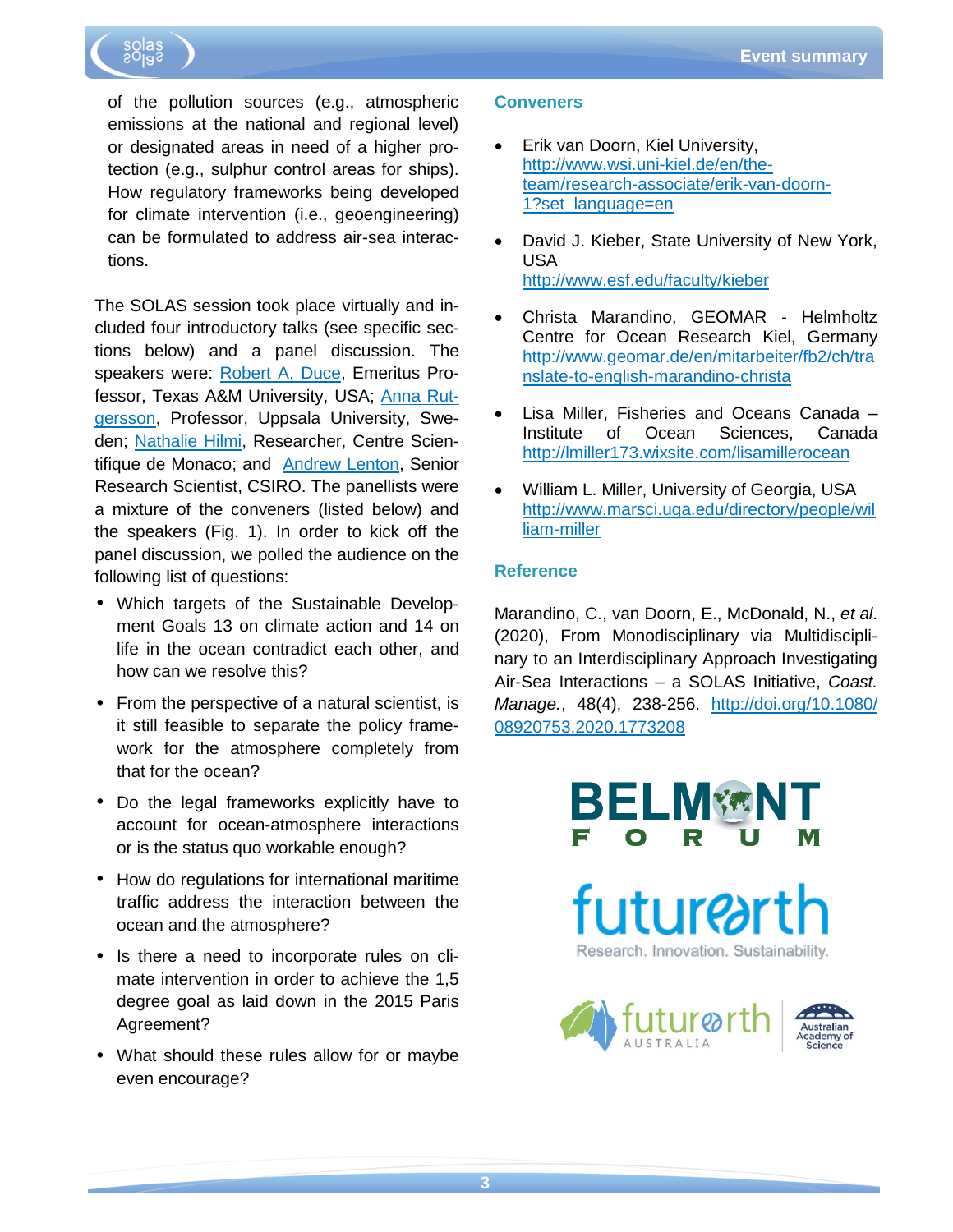of the pollution sources (e.g., atmospheric emissions at the national and regional level) or designated areas in need of a higher protection (e.g., sulphur control areas for ships). How regulatory frameworks being developed for climate intervention (i.e., geoengineering) can be formulated to address air-sea interactions.

The SOLAS session took place virtually and included four introductory talks (see specific sections below) and a panel discussion. The speakers were: Robert A. Duce, Emeritus Professor, Texas A&M University, USA; Anna Rutgersson, Professor, Uppsala University, Sweden; Nathalie Hilmi, Researcher, Centre Scientifique de Monaco; and Andrew Lenton, Senior Research Scientist, CSIRO. The panellists were a mixture of the conveners (listed below) and the speakers (Fig. 1). In order to kick off the panel discussion, we polled the audience on the following list of questions:

- Which targets of the Sustainable Development Goals 13 on climate action and 14 on life in the ocean contradict each other, and how can we resolve this?
- From the perspective of a natural scientist, is it still feasible to separate the policy framework for the atmosphere completely from that for the ocean?
- Do the legal frameworks explicitly have to account for ocean-atmosphere interactions or is the status quo workable enough?
- How do regulations for international maritime traffic address the interaction between the ocean and the atmosphere?
- Is there a need to incorporate rules on climate intervention in order to achieve the 1,5 degree goal as laid down in the 2015 Paris Agreement?
- What should these rules allow for or maybe even encourage?

## Conveners

- Erik van Doorn, Kiel University, http://www.wsi.uni-kiel.de/en/the-team/research-associate/erik-van-doorn-1?set_language=en
- David J. Kieber, State University of New York, USA http://www.esf.edu/faculty/kieber
- Christa Marandino, GEOMAR - Helmholtz Centre for Ocean Research Kiel, Germany http://www.geomar.de/en/mitarbeiter/fb2/ch/translate-to-english-marandino-christa
- Lisa Miller, Fisheries and Oceans Canada – Institute of Ocean Sciences, Canada http://lmiller173.wixsite.com/lisamillerocean
- William L. Miller, University of Georgia, USA http://www.marsci.uga.edu/directory/people/william-miller

## Reference

Marandino, C., van Doorn, E., McDonald, N., *et al*. (2020), From Monodisciplinary via Multidisciplinary to an Interdisciplinary Approach Investigating Air-Sea Interactions – a SOLAS Initiative, *Coast. Manage.*, 48(4), 238-256. http://doi.org/10.1080/08920753.2020.1773208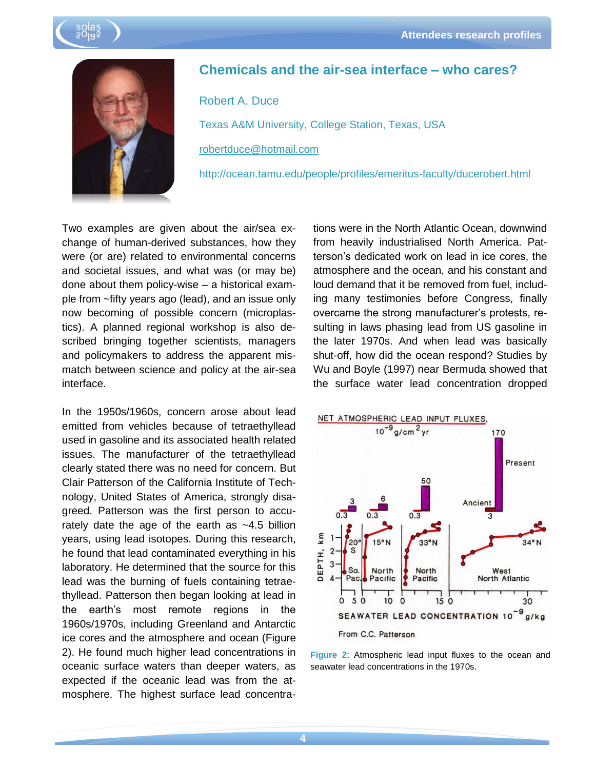# Chemicals and the air-sea interface – who cares?

Robert A. Duce

Texas A&M University, College Station, Texas, USA

robertduce@hotmail.com

http://ocean.tamu.edu/people/profiles/emeritus-faculty/ducerobert.html

Two examples are given about the air/sea exchange of human-derived substances, how they were (or are) related to environmental concerns and societal issues, and what was (or may be) done about them policy-wise – a historical example from ~fifty years ago (lead), and an issue only now becoming of possible concern (microplastics). A planned regional workshop is also described bringing together scientists, managers and policymakers to address the apparent mismatch between science and policy at the air-sea interface.

In the 1950s/1960s, concern arose about lead emitted from vehicles because of tetraethyllead used in gasoline and its associated health related issues. The manufacturer of the tetraethyllead clearly stated there was no need for concern. But Clair Patterson of the California Institute of Technology, United States of America, strongly disagreed. Patterson was the first person to accurately date the age of the earth as ~4.5 billion years, using lead isotopes. During this research, he found that lead contaminated everything in his laboratory. He determined that the source for this lead was the burning of fuels containing tetraethyllead. Patterson then began looking at lead in the earth's most remote regions in the 1960s/1970s, including Greenland and Antarctic ice cores and the atmosphere and ocean (Figure 2). He found much higher lead concentrations in oceanic surface waters than deeper waters, as expected if the oceanic lead was from the atmosphere. The highest surface lead concentrations were in the North Atlantic Ocean, downwind from heavily industrialised North America. Patterson's dedicated work on lead in ice cores, the atmosphere and the ocean, and his constant and loud demand that it be removed from fuel, including many testimonies before Congress, finally overcame the strong manufacturer's protests, resulting in laws phasing lead from US gasoline in the later 1970s. And when lead was basically shut-off, how did the ocean respond? Studies by Wu and Boyle (1997) near Bermuda showed that the surface water lead concentration dropped

**Figure 2**: Atmospheric lead input fluxes to the ocean and seawater lead concentrations in the 1970s.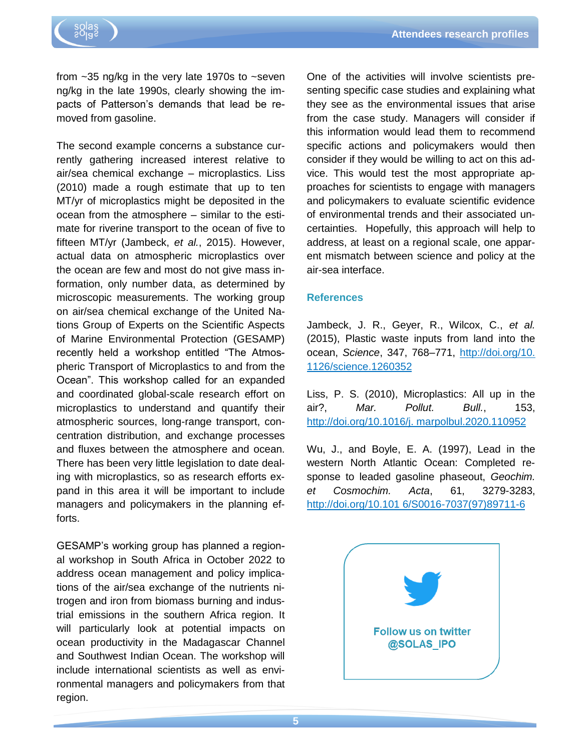from ~35 ng/kg in the very late 1970s to ~seven ng/kg in the late 1990s, clearly showing the impacts of Patterson's demands that lead be removed from gasoline.

The second example concerns a substance currently gathering increased interest relative to air/sea chemical exchange – microplastics. Liss (2010) made a rough estimate that up to ten MT/yr of microplastics might be deposited in the ocean from the atmosphere – similar to the estimate for riverine transport to the ocean of five to fifteen MT/yr (Jambeck, *et al.*, 2015). However, actual data on atmospheric microplastics over the ocean are few and most do not give mass information, only number data, as determined by microscopic measurements. The working group on air/sea chemical exchange of the United Nations Group of Experts on the Scientific Aspects of Marine Environmental Protection (GESAMP) recently held a workshop entitled "The Atmospheric Transport of Microplastics to and from the Ocean". This workshop called for an expanded and coordinated global-scale research effort on microplastics to understand and quantify their atmospheric sources, long-range transport, concentration distribution, and exchange processes and fluxes between the atmosphere and ocean. There has been very little legislation to date dealing with microplastics, so as research efforts expand in this area it will be important to include managers and policymakers in the planning efforts.

GESAMP's working group has planned a regional workshop in South Africa in October 2022 to address ocean management and policy implications of the air/sea exchange of the nutrients nitrogen and iron from biomass burning and industrial emissions in the southern Africa region. It will particularly look at potential impacts on ocean productivity in the Madagascar Channel and Southwest Indian Ocean. The workshop will include international scientists as well as environmental managers and policymakers from that region.

One of the activities will involve scientists presenting specific case studies and explaining what they see as the environmental issues that arise from the case study. Managers will consider if this information would lead them to recommend specific actions and policymakers would then consider if they would be willing to act on this advice. This would test the most appropriate approaches for scientists to engage with managers and policymakers to evaluate scientific evidence of environmental trends and their associated uncertainties. Hopefully, this approach will help to address, at least on a regional scale, one apparent mismatch between science and policy at the air-sea interface.

## References

Jambeck, J. R., Geyer, R., Wilcox, C., *et al.* (2015), Plastic waste inputs from land into the ocean, *Science*, 347, 768–771, http://doi.org/10.1126/science.1260352

Liss, P. S. (2010), Microplastics: All up in the air?, *Mar. Pollut. Bull.*, 153, http://doi.org/10.1016/j.marpolbul.2020.110952

Wu, J., and Boyle, E. A. (1997), Lead in the western North Atlantic Ocean: Completed response to leaded gasoline phaseout, *Geochim. et Cosmochim. Acta*, 61, 3279-3283, http://doi.org/10.1016/S0016-7037(97)89711-6

Follow us on twitter
@SOLAS_IPO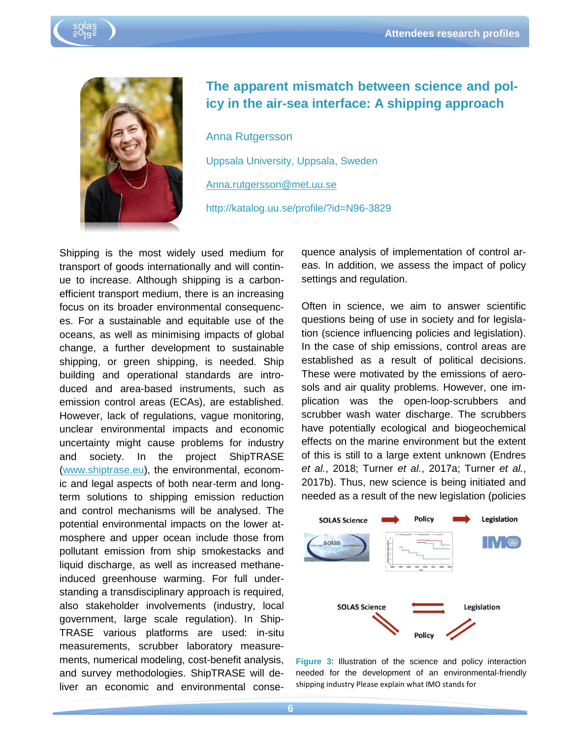# The apparent mismatch between science and policy in the air-sea interface: A shipping approach

Anna Rutgersson

Uppsala University, Uppsala, Sweden

Anna.rutgersson@met.uu.se

http://katalog.uu.se/profile/?id=N96-3829

Shipping is the most widely used medium for transport of goods internationally and will continue to increase. Although shipping is a carbon-efficient transport medium, there is an increasing focus on its broader environmental consequences. For a sustainable and equitable use of the oceans, as well as minimising impacts of global change, a further development to sustainable shipping, or green shipping, is needed. Ship building and operational standards are introduced and area-based instruments, such as emission control areas (ECAs), are established. However, lack of regulations, vague monitoring, unclear environmental impacts and economic uncertainty might cause problems for industry and society. In the project ShipTRASE (www.shiptrase.eu), the environmental, economic and legal aspects of both near-term and long-term solutions to shipping emission reduction and control mechanisms will be analysed. The potential environmental impacts on the lower atmosphere and upper ocean include those from pollutant emission from ship smokestacks and liquid discharge, as well as increased methane-induced greenhouse warming. For full understanding a transdisciplinary approach is required, also stakeholder involvements (industry, local government, large scale regulation). In ShipTRASE various platforms are used: in-situ measurements, scrubber laboratory measurements, numerical modeling, cost-benefit analysis, and survey methodologies. ShipTRASE will deliver an economic and environmental consequence analysis of implementation of control areas. In addition, we assess the impact of policy settings and regulation.

Often in science, we aim to answer scientific questions being of use in society and for legislation (science influencing policies and legislation). In the case of ship emissions, control areas are established as a result of political decisions. These were motivated by the emissions of aerosols and air quality problems. However, one implication was the open-loop-scrubbers and scrubber wash water discharge. The scrubbers have potentially ecological and biogeochemical effects on the marine environment but the extent of this is still to a large extent unknown (Endres *et al.*, 2018; Turner *et al.*, 2017a; Turner *et al.*, 2017b). Thus, new science is being initiated and needed as a result of the new legislation (policies

**Figure 3**: Illustration of the science and policy interaction needed for the development of an environmental-friendly shipping industry Please explain what IMO stands for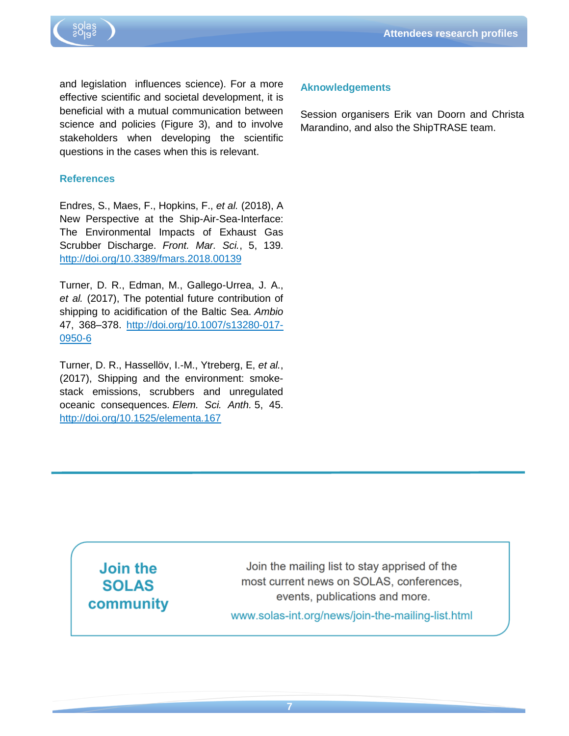and legislation influences science). For a more effective scientific and societal development, it is beneficial with a mutual communication between science and policies (Figure 3), and to involve stakeholders when developing the scientific questions in the cases when this is relevant.

### References

Endres, S., Maes, F., Hopkins, F., *et al.* (2018), A New Perspective at the Ship-Air-Sea-Interface: The Environmental Impacts of Exhaust Gas Scrubber Discharge. *Front. Mar. Sci.*, 5, 139. http://doi.org/10.3389/fmars.2018.00139

Turner, D. R., Edman, M., Gallego-Urrea, J. A., *et al.* (2017), The potential future contribution of shipping to acidification of the Baltic Sea. *Ambio* 47, 368–378. http://doi.org/10.1007/s13280-017-0950-6

Turner, D. R., Hassellöv, I.-M., Ytreberg, E, *et al.*, (2017), Shipping and the environment: smoke-stack emissions, scrubbers and unregulated oceanic consequences. *Elem. Sci. Anth.* 5, 45. http://doi.org/10.1525/elementa.167

### Aknowledgements

Session organisers Erik van Doorn and Christa Marandino, and also the ShipTRASE team.

---

**Join the SOLAS community**

Join the mailing list to stay apprised of the most current news on SOLAS, conferences, events, publications and more.

www.solas-int.org/news/join-the-mailing-list.html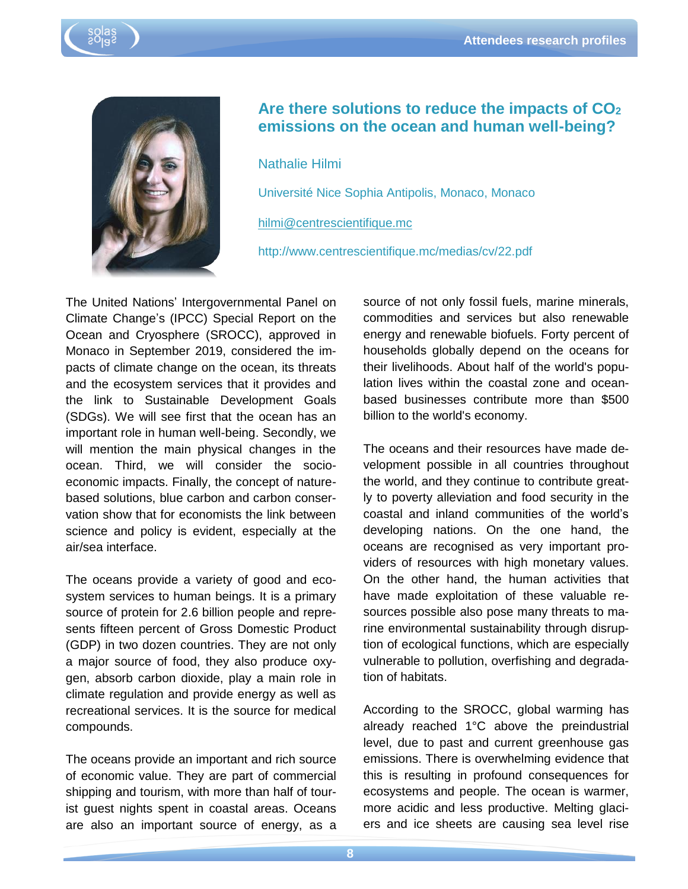## Are there solutions to reduce the impacts of $CO_2$ emissions on the ocean and human well-being?

Nathalie Hilmi

Université Nice Sophia Antipolis, Monaco, Monaco

hilmi@centrescientifique.mc

http://www.centrescientifique.mc/medias/cv/22.pdf

The United Nations' Intergovernmental Panel on Climate Change's (IPCC) Special Report on the Ocean and Cryosphere (SROCC), approved in Monaco in September 2019, considered the impacts of climate change on the ocean, its threats and the ecosystem services that it provides and the link to Sustainable Development Goals (SDGs). We will see first that the ocean has an important role in human well-being. Secondly, we will mention the main physical changes in the ocean. Third, we will consider the socio-economic impacts. Finally, the concept of nature-based solutions, blue carbon and carbon conservation show that for economists the link between science and policy is evident, especially at the air/sea interface.

The oceans provide a variety of good and ecosystem services to human beings. It is a primary source of protein for 2.6 billion people and represents fifteen percent of Gross Domestic Product (GDP) in two dozen countries. They are not only a major source of food, they also produce oxygen, absorb carbon dioxide, play a main role in climate regulation and provide energy as well as recreational services. It is the source for medical compounds.

The oceans provide an important and rich source of economic value. They are part of commercial shipping and tourism, with more than half of tourist guest nights spent in coastal areas. Oceans are also an important source of energy, as a source of not only fossil fuels, marine minerals, commodities and services but also renewable energy and renewable biofuels. Forty percent of households globally depend on the oceans for their livelihoods. About half of the world's population lives within the coastal zone and ocean-based businesses contribute more than $500 billion to the world's economy.

The oceans and their resources have made development possible in all countries throughout the world, and they continue to contribute greatly to poverty alleviation and food security in the coastal and inland communities of the world's developing nations. On the one hand, the oceans are recognised as very important providers of resources with high monetary values. On the other hand, the human activities that have made exploitation of these valuable resources possible also pose many threats to marine environmental sustainability through disruption of ecological functions, which are especially vulnerable to pollution, overfishing and degradation of habitats.

According to the SROCC, global warming has already reached 1°C above the preindustrial level, due to past and current greenhouse gas emissions. There is overwhelming evidence that this is resulting in profound consequences for ecosystems and people. The ocean is warmer, more acidic and less productive. Melting glaciers and ice sheets are causing sea level rise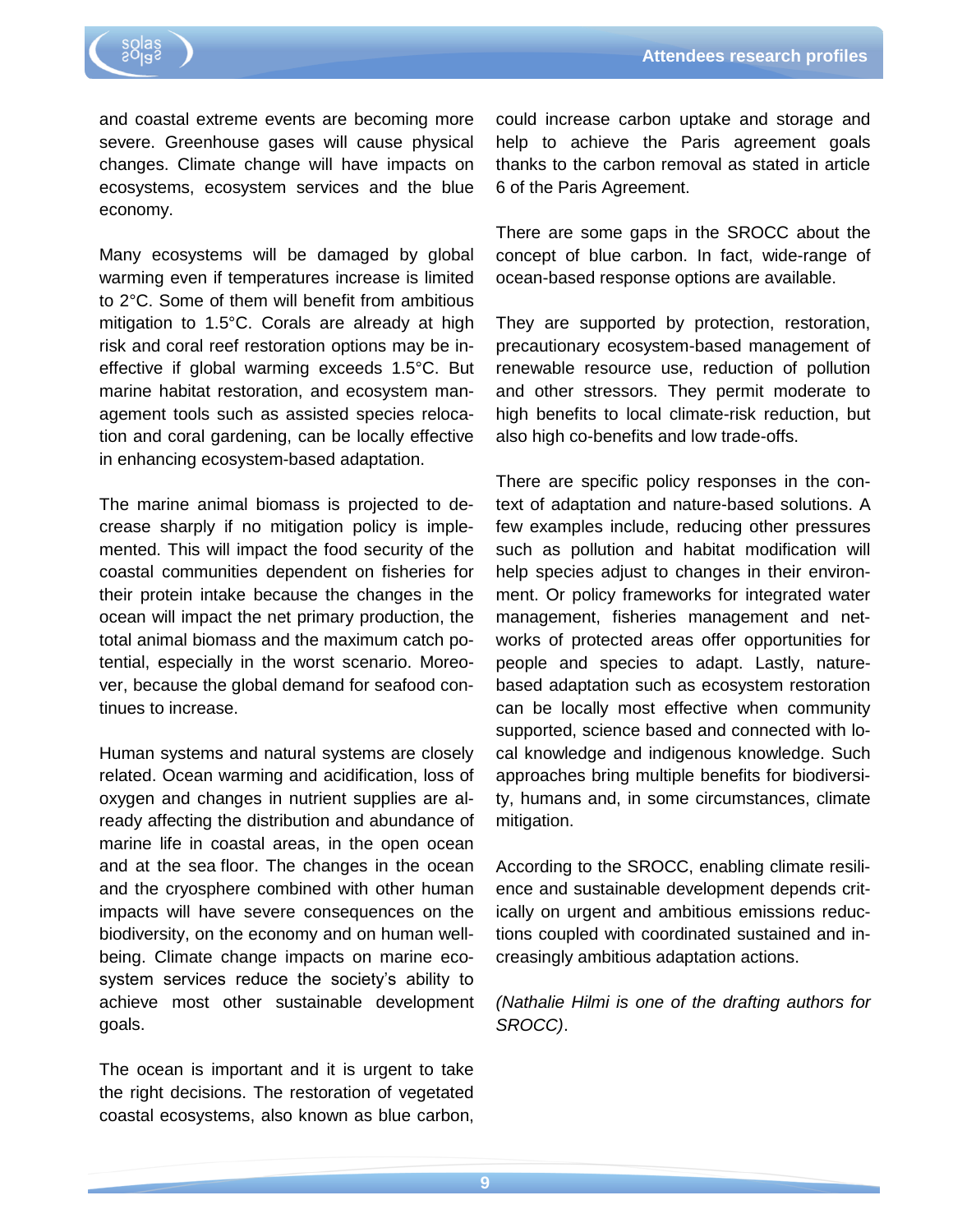and coastal extreme events are becoming more severe. Greenhouse gases will cause physical changes. Climate change will have impacts on ecosystems, ecosystem services and the blue economy.

Many ecosystems will be damaged by global warming even if temperatures increase is limited to 2°C. Some of them will benefit from ambitious mitigation to 1.5°C. Corals are already at high risk and coral reef restoration options may be ineffective if global warming exceeds 1.5°C. But marine habitat restoration, and ecosystem management tools such as assisted species relocation and coral gardening, can be locally effective in enhancing ecosystem-based adaptation.

The marine animal biomass is projected to decrease sharply if no mitigation policy is implemented. This will impact the food security of the coastal communities dependent on fisheries for their protein intake because the changes in the ocean will impact the net primary production, the total animal biomass and the maximum catch potential, especially in the worst scenario. Moreover, because the global demand for seafood continues to increase.

Human systems and natural systems are closely related. Ocean warming and acidification, loss of oxygen and changes in nutrient supplies are already affecting the distribution and abundance of marine life in coastal areas, in the open ocean and at the sea floor. The changes in the ocean and the cryosphere combined with other human impacts will have severe consequences on the biodiversity, on the economy and on human wellbeing. Climate change impacts on marine ecosystem services reduce the society's ability to achieve most other sustainable development goals.

The ocean is important and it is urgent to take the right decisions. The restoration of vegetated coastal ecosystems, also known as blue carbon, could increase carbon uptake and storage and help to achieve the Paris agreement goals thanks to the carbon removal as stated in article 6 of the Paris Agreement.

There are some gaps in the SROCC about the concept of blue carbon. In fact, wide-range of ocean-based response options are available.

They are supported by protection, restoration, precautionary ecosystem-based management of renewable resource use, reduction of pollution and other stressors. They permit moderate to high benefits to local climate-risk reduction, but also high co-benefits and low trade-offs.

There are specific policy responses in the context of adaptation and nature-based solutions. A few examples include, reducing other pressures such as pollution and habitat modification will help species adjust to changes in their environment. Or policy frameworks for integrated water management, fisheries management and networks of protected areas offer opportunities for people and species to adapt. Lastly, nature-based adaptation such as ecosystem restoration can be locally most effective when community supported, science based and connected with local knowledge and indigenous knowledge. Such approaches bring multiple benefits for biodiversity, humans and, in some circumstances, climate mitigation.

According to the SROCC, enabling climate resilience and sustainable development depends critically on urgent and ambitious emissions reductions coupled with coordinated sustained and increasingly ambitious adaptation actions.

*(Nathalie Hilmi is one of the drafting authors for SROCC).*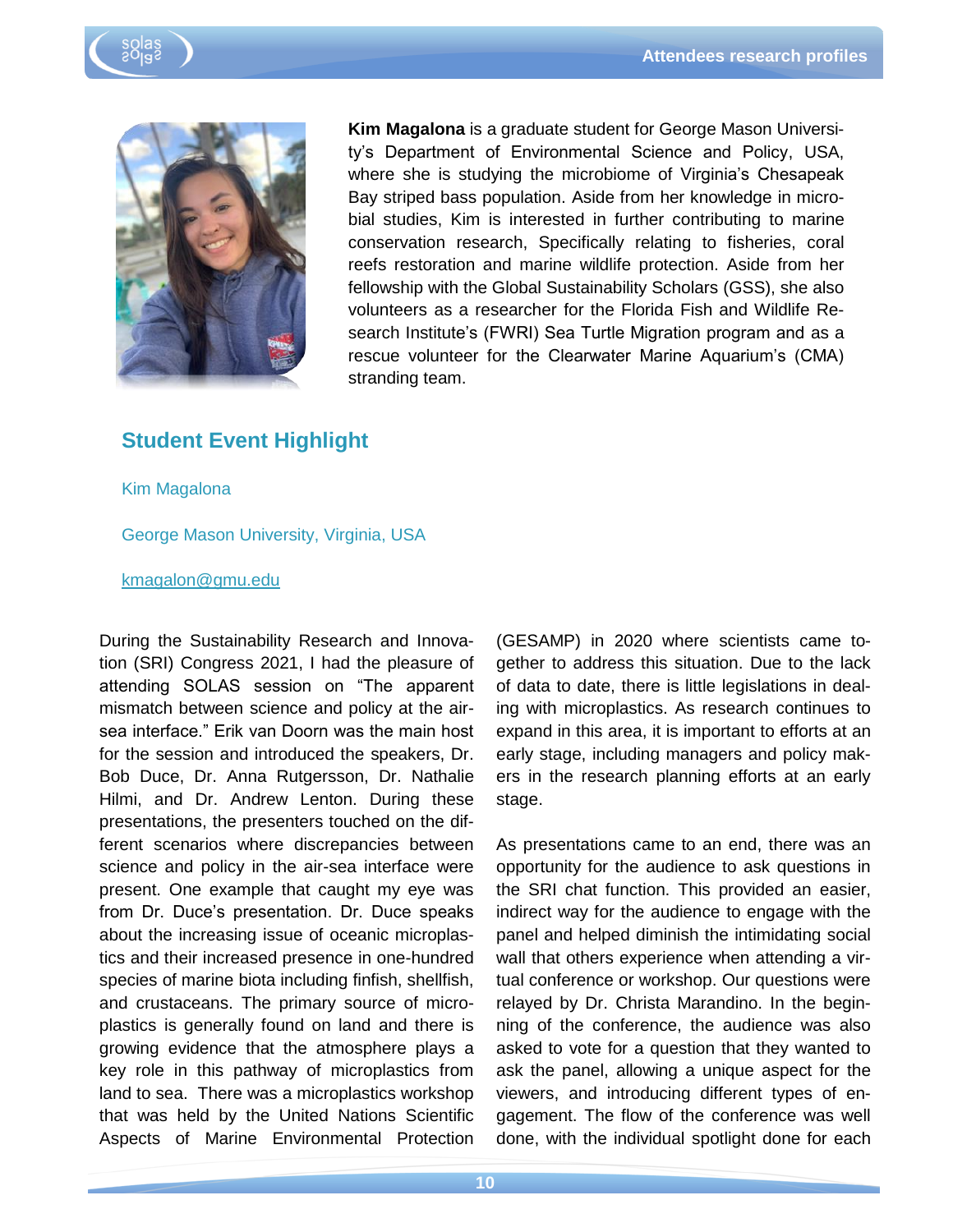**Kim Magalona** is a graduate student for George Mason University's Department of Environmental Science and Policy, USA, where she is studying the microbiome of Virginia's Chesapeak Bay striped bass population. Aside from her knowledge in microbial studies, Kim is interested in further contributing to marine conservation research, Specifically relating to fisheries, coral reefs restoration and marine wildlife protection. Aside from her fellowship with the Global Sustainability Scholars (GSS), she also volunteers as a researcher for the Florida Fish and Wildlife Research Institute's (FWRI) Sea Turtle Migration program and as a rescue volunteer for the Clearwater Marine Aquarium's (CMA) stranding team.

## Student Event Highlight

Kim Magalona

George Mason University, Virginia, USA

kmagalon@gmu.edu

During the Sustainability Research and Innovation (SRI) Congress 2021, I had the pleasure of attending SOLAS session on "The apparent mismatch between science and policy at the air-sea interface." Erik van Doorn was the main host for the session and introduced the speakers, Dr. Bob Duce, Dr. Anna Rutgersson, Dr. Nathalie Hilmi, and Dr. Andrew Lenton. During these presentations, the presenters touched on the different scenarios where discrepancies between science and policy in the air-sea interface were present. One example that caught my eye was from Dr. Duce's presentation. Dr. Duce speaks about the increasing issue of oceanic microplastics and their increased presence in one-hundred species of marine biota including finfish, shellfish, and crustaceans. The primary source of microplastics is generally found on land and there is growing evidence that the atmosphere plays a key role in this pathway of microplastics from land to sea. There was a microplastics workshop that was held by the United Nations Scientific Aspects of Marine Environmental Protection (GESAMP) in 2020 where scientists came together to address this situation. Due to the lack of data to date, there is little legislations in dealing with microplastics. As research continues to expand in this area, it is important to efforts at an early stage, including managers and policy makers in the research planning efforts at an early stage.

As presentations came to an end, there was an opportunity for the audience to ask questions in the SRI chat function. This provided an easier, indirect way for the audience to engage with the panel and helped diminish the intimidating social wall that others experience when attending a virtual conference or workshop. Our questions were relayed by Dr. Christa Marandino. In the beginning of the conference, the audience was also asked to vote for a question that they wanted to ask the panel, allowing a unique aspect for the viewers, and introducing different types of engagement. The flow of the conference was well done, with the individual spotlight done for each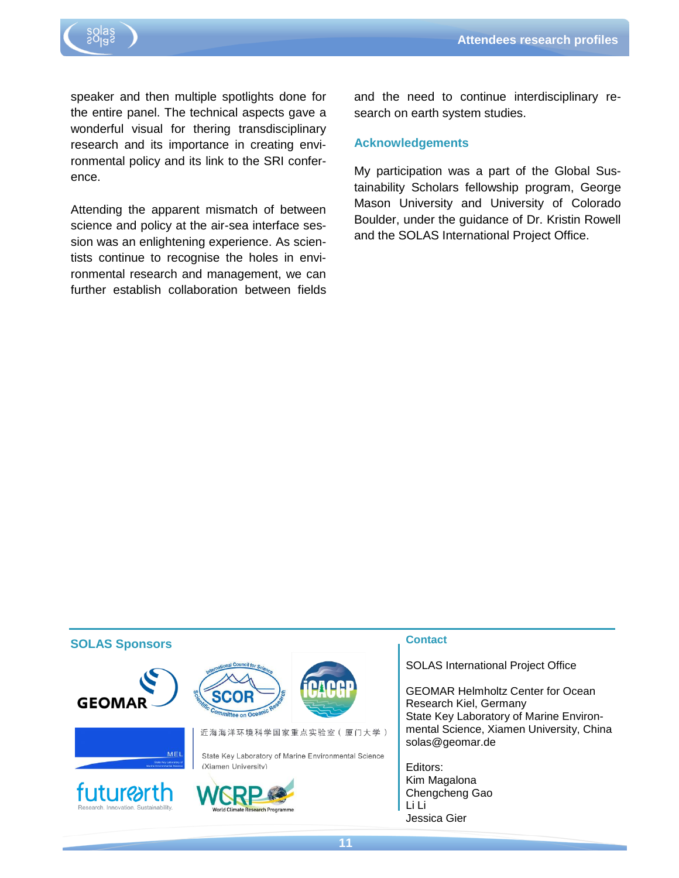speaker and then multiple spotlights done for the entire panel. The technical aspects gave a wonderful visual for thering transdisciplinary research and its importance in creating environmental policy and its link to the SRI conference.

Attending the apparent mismatch of between science and policy at the air-sea interface session was an enlightening experience. As scientists continue to recognise the holes in environmental research and management, we can further establish collaboration between fields and the need to continue interdisciplinary research on earth system studies.

### Acknowledgements

My participation was a part of the Global Sustainability Scholars fellowship program, George Mason University and University of Colorado Boulder, under the guidance of Dr. Kristin Rowell and the SOLAS International Project Office.

### SOLAS Sponsors

GEOMAR

SCOR — International Council for Science — Scientific Committee on Oceanic Research

iCACGP

MEL

近海海洋环境科学国家重点实验室（厦门大学）

State Key Laboratory of Marine Environmental Science (Xiamen University)

futurearth — Research. Innovation. Sustainability.

WCRP — World Climate Research Programme

### Contact

SOLAS International Project Office

GEOMAR Helmholtz Center for Ocean Research Kiel, Germany
State Key Laboratory of Marine Environmental Science, Xiamen University, China
solas@geomar.de

Editors:
Kim Magalona
Chengcheng Gao
Li Li
Jessica Gier